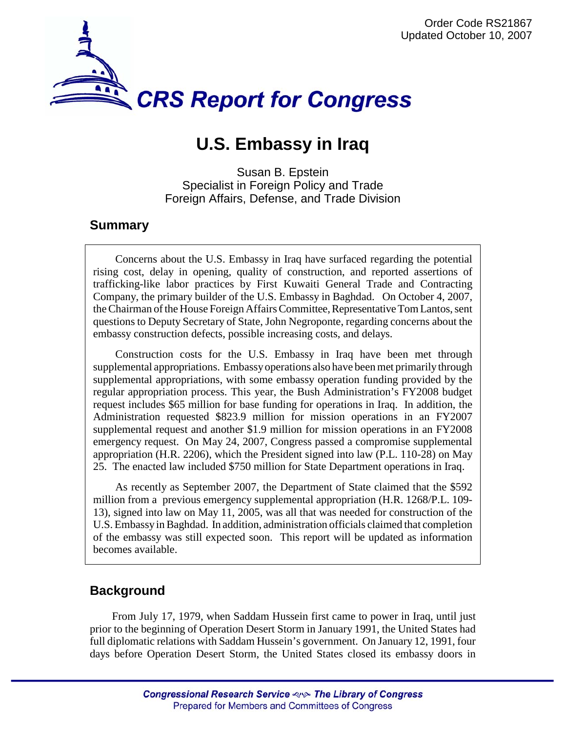Order Code RS21867
Updated October 10, 2007

# CRS Report for Congress

# U.S. Embassy in Iraq

Susan B. Epstein
Specialist in Foreign Policy and Trade
Foreign Affairs, Defense, and Trade Division

## Summary

Concerns about the U.S. Embassy in Iraq have surfaced regarding the potential rising cost, delay in opening, quality of construction, and reported assertions of trafficking-like labor practices by First Kuwaiti General Trade and Contracting Company, the primary builder of the U.S. Embassy in Baghdad. On October 4, 2007, the Chairman of the House Foreign Affairs Committee, Representative Tom Lantos, sent questions to Deputy Secretary of State, John Negroponte, regarding concerns about the embassy construction defects, possible increasing costs, and delays.

Construction costs for the U.S. Embassy in Iraq have been met through supplemental appropriations. Embassy operations also have been met primarily through supplemental appropriations, with some embassy operation funding provided by the regular appropriation process. This year, the Bush Administration's FY2008 budget request includes $65 million for base funding for operations in Iraq. In addition, the Administration requested $823.9 million for mission operations in an FY2007 supplemental request and another $1.9 million for mission operations in an FY2008 emergency request. On May 24, 2007, Congress passed a compromise supplemental appropriation (H.R. 2206), which the President signed into law (P.L. 110-28) on May 25. The enacted law included $750 million for State Department operations in Iraq.

As recently as September 2007, the Department of State claimed that the $592 million from a previous emergency supplemental appropriation (H.R. 1268/P.L. 109-13), signed into law on May 11, 2005, was all that was needed for construction of the U.S. Embassy in Baghdad. In addition, administration officials claimed that completion of the embassy was still expected soon. This report will be updated as information becomes available.

## Background

From July 17, 1979, when Saddam Hussein first came to power in Iraq, until just prior to the beginning of Operation Desert Storm in January 1991, the United States had full diplomatic relations with Saddam Hussein's government. On January 12, 1991, four days before Operation Desert Storm, the United States closed its embassy doors in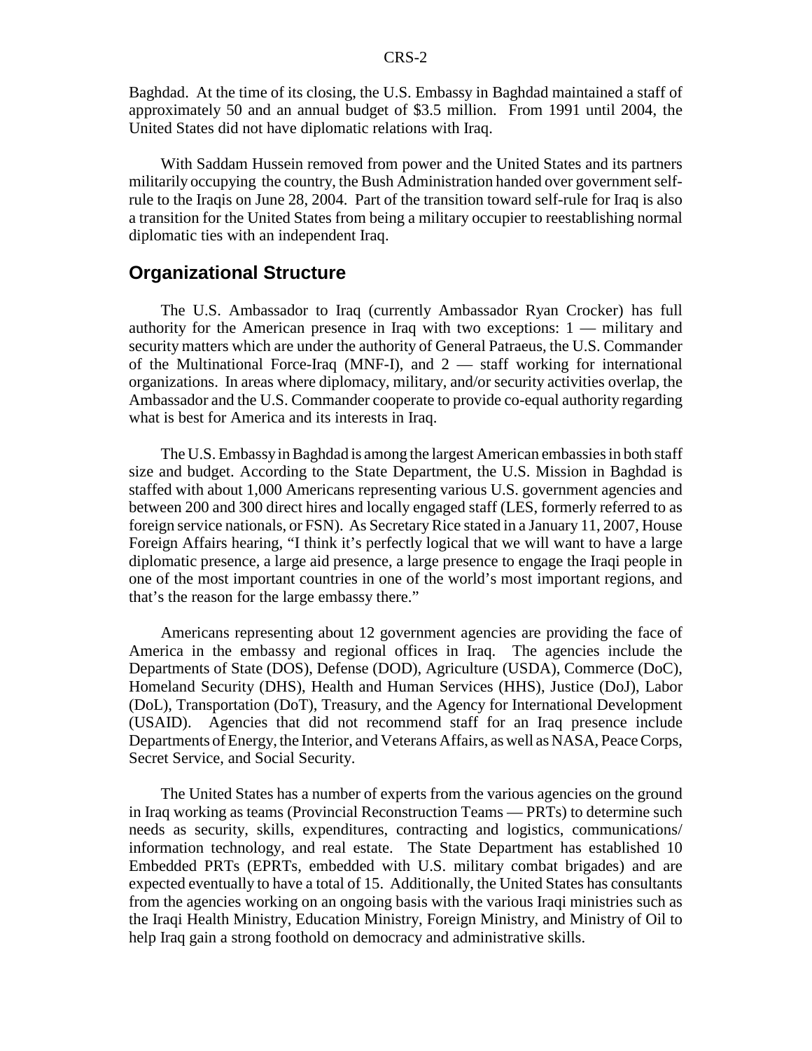Baghdad. At the time of its closing, the U.S. Embassy in Baghdad maintained a staff of approximately 50 and an annual budget of $3.5 million. From 1991 until 2004, the United States did not have diplomatic relations with Iraq.

With Saddam Hussein removed from power and the United States and its partners militarily occupying the country, the Bush Administration handed over government self-rule to the Iraqis on June 28, 2004. Part of the transition toward self-rule for Iraq is also a transition for the United States from being a military occupier to reestablishing normal diplomatic ties with an independent Iraq.

## Organizational Structure

The U.S. Ambassador to Iraq (currently Ambassador Ryan Crocker) has full authority for the American presence in Iraq with two exceptions: 1 — military and security matters which are under the authority of General Patraeus, the U.S. Commander of the Multinational Force-Iraq (MNF-I), and 2 — staff working for international organizations. In areas where diplomacy, military, and/or security activities overlap, the Ambassador and the U.S. Commander cooperate to provide co-equal authority regarding what is best for America and its interests in Iraq.

The U.S. Embassy in Baghdad is among the largest American embassies in both staff size and budget. According to the State Department, the U.S. Mission in Baghdad is staffed with about 1,000 Americans representing various U.S. government agencies and between 200 and 300 direct hires and locally engaged staff (LES, formerly referred to as foreign service nationals, or FSN). As Secretary Rice stated in a January 11, 2007, House Foreign Affairs hearing, "I think it's perfectly logical that we will want to have a large diplomatic presence, a large aid presence, a large presence to engage the Iraqi people in one of the most important countries in one of the world's most important regions, and that's the reason for the large embassy there."

Americans representing about 12 government agencies are providing the face of America in the embassy and regional offices in Iraq. The agencies include the Departments of State (DOS), Defense (DOD), Agriculture (USDA), Commerce (DoC), Homeland Security (DHS), Health and Human Services (HHS), Justice (DoJ), Labor (DoL), Transportation (DoT), Treasury, and the Agency for International Development (USAID). Agencies that did not recommend staff for an Iraq presence include Departments of Energy, the Interior, and Veterans Affairs, as well as NASA, Peace Corps, Secret Service, and Social Security.

The United States has a number of experts from the various agencies on the ground in Iraq working as teams (Provincial Reconstruction Teams — PRTs) to determine such needs as security, skills, expenditures, contracting and logistics, communications/information technology, and real estate. The State Department has established 10 Embedded PRTs (EPRTs, embedded with U.S. military combat brigades) and are expected eventually to have a total of 15. Additionally, the United States has consultants from the agencies working on an ongoing basis with the various Iraqi ministries such as the Iraqi Health Ministry, Education Ministry, Foreign Ministry, and Ministry of Oil to help Iraq gain a strong foothold on democracy and administrative skills.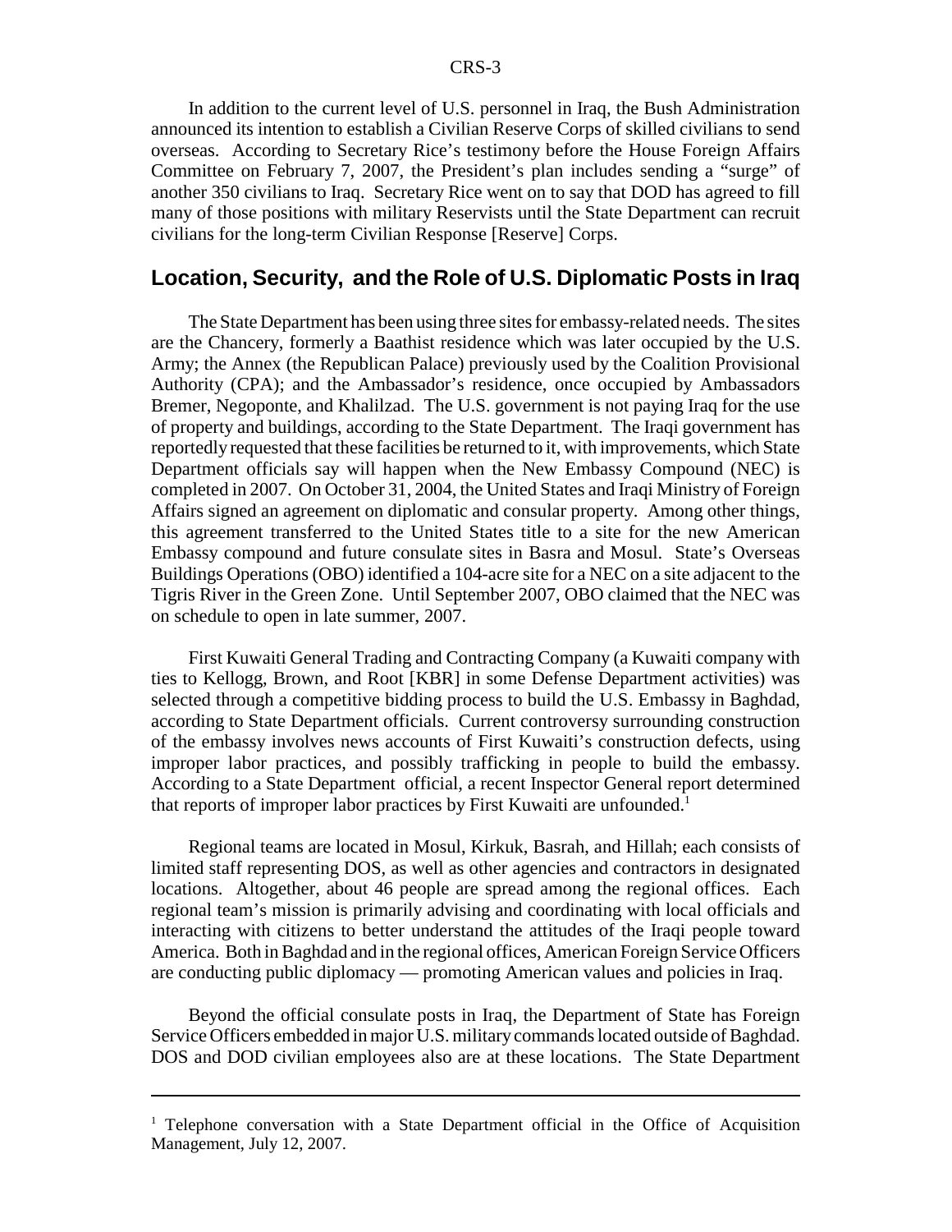In addition to the current level of U.S. personnel in Iraq, the Bush Administration announced its intention to establish a Civilian Reserve Corps of skilled civilians to send overseas. According to Secretary Rice's testimony before the House Foreign Affairs Committee on February 7, 2007, the President's plan includes sending a "surge" of another 350 civilians to Iraq. Secretary Rice went on to say that DOD has agreed to fill many of those positions with military Reservists until the State Department can recruit civilians for the long-term Civilian Response [Reserve] Corps.

## Location, Security, and the Role of U.S. Diplomatic Posts in Iraq

The State Department has been using three sites for embassy-related needs. The sites are the Chancery, formerly a Baathist residence which was later occupied by the U.S. Army; the Annex (the Republican Palace) previously used by the Coalition Provisional Authority (CPA); and the Ambassador's residence, once occupied by Ambassadors Bremer, Negoponte, and Khalilzad. The U.S. government is not paying Iraq for the use of property and buildings, according to the State Department. The Iraqi government has reportedly requested that these facilities be returned to it, with improvements, which State Department officials say will happen when the New Embassy Compound (NEC) is completed in 2007. On October 31, 2004, the United States and Iraqi Ministry of Foreign Affairs signed an agreement on diplomatic and consular property. Among other things, this agreement transferred to the United States title to a site for the new American Embassy compound and future consulate sites in Basra and Mosul. State's Overseas Buildings Operations (OBO) identified a 104-acre site for a NEC on a site adjacent to the Tigris River in the Green Zone. Until September 2007, OBO claimed that the NEC was on schedule to open in late summer, 2007.

First Kuwaiti General Trading and Contracting Company (a Kuwaiti company with ties to Kellogg, Brown, and Root [KBR] in some Defense Department activities) was selected through a competitive bidding process to build the U.S. Embassy in Baghdad, according to State Department officials. Current controversy surrounding construction of the embassy involves news accounts of First Kuwaiti's construction defects, using improper labor practices, and possibly trafficking in people to build the embassy. According to a State Department official, a recent Inspector General report determined that reports of improper labor practices by First Kuwaiti are unfounded.[1]

Regional teams are located in Mosul, Kirkuk, Basrah, and Hillah; each consists of limited staff representing DOS, as well as other agencies and contractors in designated locations. Altogether, about 46 people are spread among the regional offices. Each regional team's mission is primarily advising and coordinating with local officials and interacting with citizens to better understand the attitudes of the Iraqi people toward America. Both in Baghdad and in the regional offices, American Foreign Service Officers are conducting public diplomacy — promoting American values and policies in Iraq.

Beyond the official consulate posts in Iraq, the Department of State has Foreign Service Officers embedded in major U.S. military commands located outside of Baghdad. DOS and DOD civilian employees also are at these locations. The State Department

---

[1] Telephone conversation with a State Department official in the Office of Acquisition Management, July 12, 2007.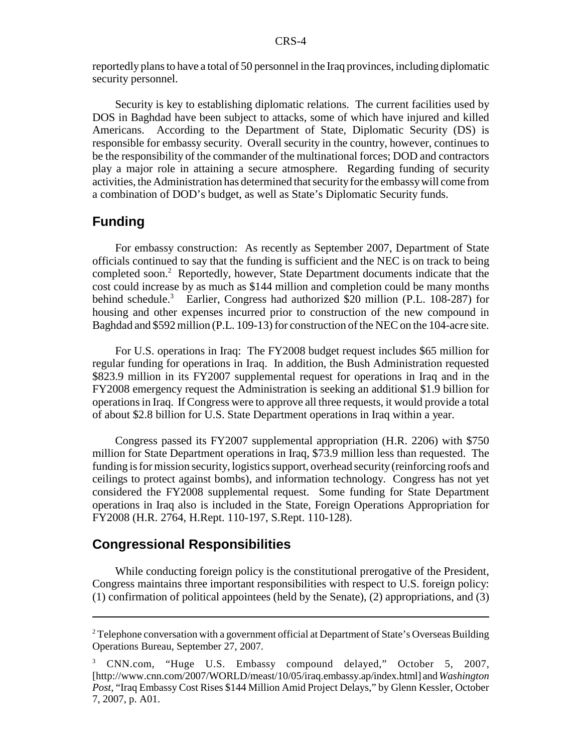reportedly plans to have a total of 50 personnel in the Iraq provinces, including diplomatic security personnel.

Security is key to establishing diplomatic relations. The current facilities used by DOS in Baghdad have been subject to attacks, some of which have injured and killed Americans. According to the Department of State, Diplomatic Security (DS) is responsible for embassy security. Overall security in the country, however, continues to be the responsibility of the commander of the multinational forces; DOD and contractors play a major role in attaining a secure atmosphere. Regarding funding of security activities, the Administration has determined that security for the embassy will come from a combination of DOD's budget, as well as State's Diplomatic Security funds.

## Funding

For embassy construction: As recently as September 2007, Department of State officials continued to say that the funding is sufficient and the NEC is on track to being completed soon.[2] Reportedly, however, State Department documents indicate that the cost could increase by as much as $144 million and completion could be many months behind schedule.[3] Earlier, Congress had authorized $20 million (P.L. 108-287) for housing and other expenses incurred prior to construction of the new compound in Baghdad and $592 million (P.L. 109-13) for construction of the NEC on the 104-acre site.

For U.S. operations in Iraq: The FY2008 budget request includes $65 million for regular funding for operations in Iraq. In addition, the Bush Administration requested $823.9 million in its FY2007 supplemental request for operations in Iraq and in the FY2008 emergency request the Administration is seeking an additional $1.9 billion for operations in Iraq. If Congress were to approve all three requests, it would provide a total of about $2.8 billion for U.S. State Department operations in Iraq within a year.

Congress passed its FY2007 supplemental appropriation (H.R. 2206) with $750 million for State Department operations in Iraq, $73.9 million less than requested. The funding is for mission security, logistics support, overhead security (reinforcing roofs and ceilings to protect against bombs), and information technology. Congress has not yet considered the FY2008 supplemental request. Some funding for State Department operations in Iraq also is included in the State, Foreign Operations Appropriation for FY2008 (H.R. 2764, H.Rept. 110-197, S.Rept. 110-128).

## Congressional Responsibilities

While conducting foreign policy is the constitutional prerogative of the President, Congress maintains three important responsibilities with respect to U.S. foreign policy: (1) confirmation of political appointees (held by the Senate), (2) appropriations, and (3)

---

[2] Telephone conversation with a government official at Department of State's Overseas Building Operations Bureau, September 27, 2007.

[3] CNN.com, "Huge U.S. Embassy compound delayed," October 5, 2007, [http://www.cnn.com/2007/WORLD/meast/10/05/iraq.embassy.ap/index.html] and *Washington Post*, "Iraq Embassy Cost Rises $144 Million Amid Project Delays," by Glenn Kessler, October 7, 2007, p. A01.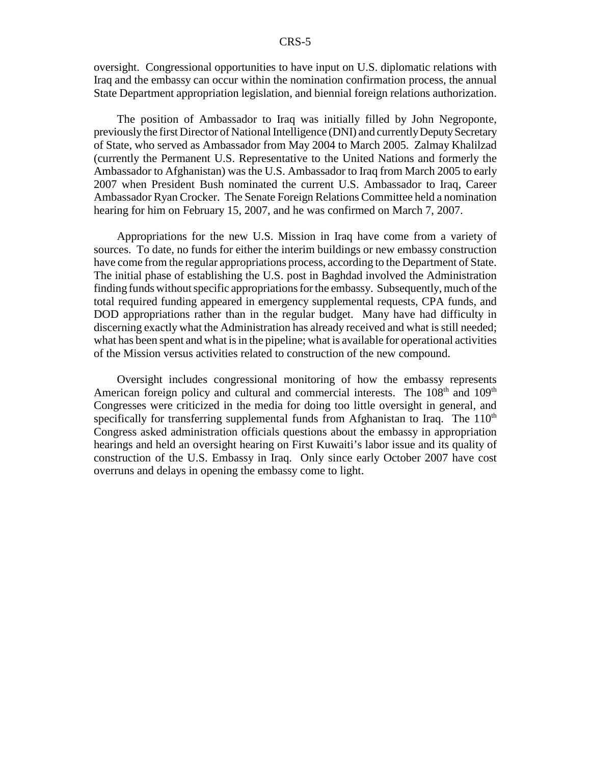oversight. Congressional opportunities to have input on U.S. diplomatic relations with Iraq and the embassy can occur within the nomination confirmation process, the annual State Department appropriation legislation, and biennial foreign relations authorization.

The position of Ambassador to Iraq was initially filled by John Negroponte, previously the first Director of National Intelligence (DNI) and currently Deputy Secretary of State, who served as Ambassador from May 2004 to March 2005. Zalmay Khalilzad (currently the Permanent U.S. Representative to the United Nations and formerly the Ambassador to Afghanistan) was the U.S. Ambassador to Iraq from March 2005 to early 2007 when President Bush nominated the current U.S. Ambassador to Iraq, Career Ambassador Ryan Crocker. The Senate Foreign Relations Committee held a nomination hearing for him on February 15, 2007, and he was confirmed on March 7, 2007.

Appropriations for the new U.S. Mission in Iraq have come from a variety of sources. To date, no funds for either the interim buildings or new embassy construction have come from the regular appropriations process, according to the Department of State. The initial phase of establishing the U.S. post in Baghdad involved the Administration finding funds without specific appropriations for the embassy. Subsequently, much of the total required funding appeared in emergency supplemental requests, CPA funds, and DOD appropriations rather than in the regular budget. Many have had difficulty in discerning exactly what the Administration has already received and what is still needed; what has been spent and what is in the pipeline; what is available for operational activities of the Mission versus activities related to construction of the new compound.

Oversight includes congressional monitoring of how the embassy represents American foreign policy and cultural and commercial interests. The 108th and 109th Congresses were criticized in the media for doing too little oversight in general, and specifically for transferring supplemental funds from Afghanistan to Iraq. The 110th Congress asked administration officials questions about the embassy in appropriation hearings and held an oversight hearing on First Kuwaiti's labor issue and its quality of construction of the U.S. Embassy in Iraq. Only since early October 2007 have cost overruns and delays in opening the embassy come to light.